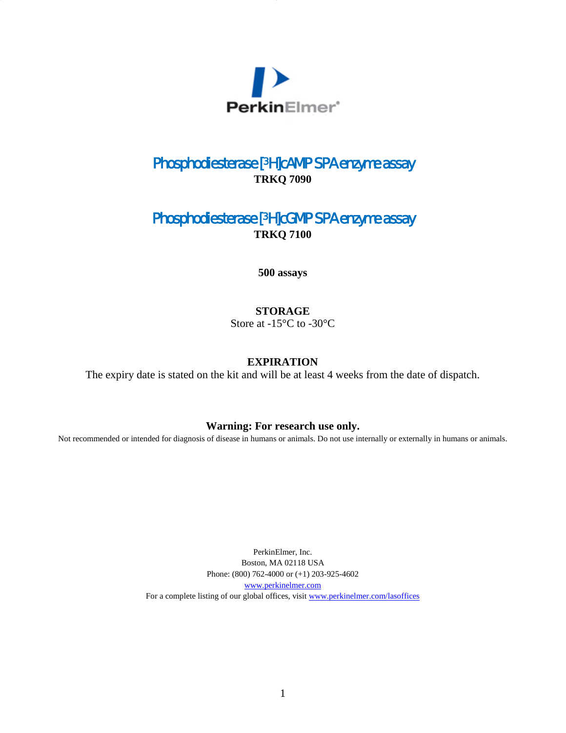PerkinElmer®

# Phosphodiesterase [$^{3}$H]cAMP SPA enzyme assay

**TRKQ 7090**

# Phosphodiesterase [$^{3}$H]cGMP SPA enzyme assay

**TRKQ 7100**

**500 assays**

**STORAGE**

Store at -15°C to -30°C

**EXPIRATION**

The expiry date is stated on the kit and will be at least 4 weeks from the date of dispatch.

**Warning: For research use only.**

Not recommended or intended for diagnosis of disease in humans or animals. Do not use internally or externally in humans or animals.

PerkinElmer, Inc.
Boston, MA 02118 USA
Phone: (800) 762-4000 or (+1) 203-925-4602
www.perkinelmer.com
For a complete listing of our global offices, visit www.perkinelmer.com/lasoffices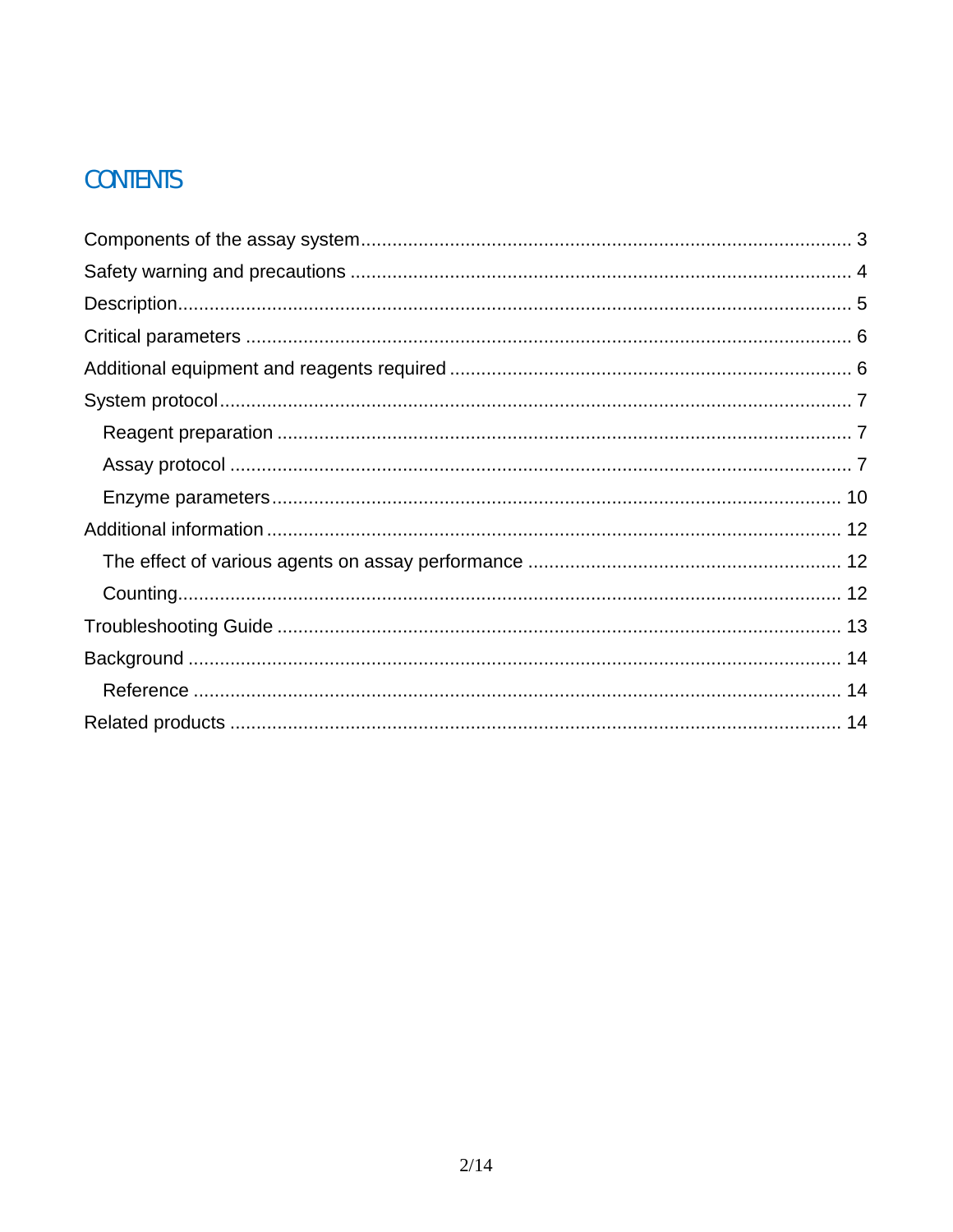# CONTENTS

Components of the assay system .......... 3

Safety warning and precautions .......... 4

Description .......... 5

Critical parameters .......... 6

Additional equipment and reagents required .......... 6

System protocol .......... 7

- Reagent preparation .......... 7
- Assay protocol .......... 7
- Enzyme parameters .......... 10

Additional information .......... 12

- The effect of various agents on assay performance .......... 12
- Counting .......... 12

Troubleshooting Guide .......... 13

Background .......... 14

- Reference .......... 14

Related products .......... 14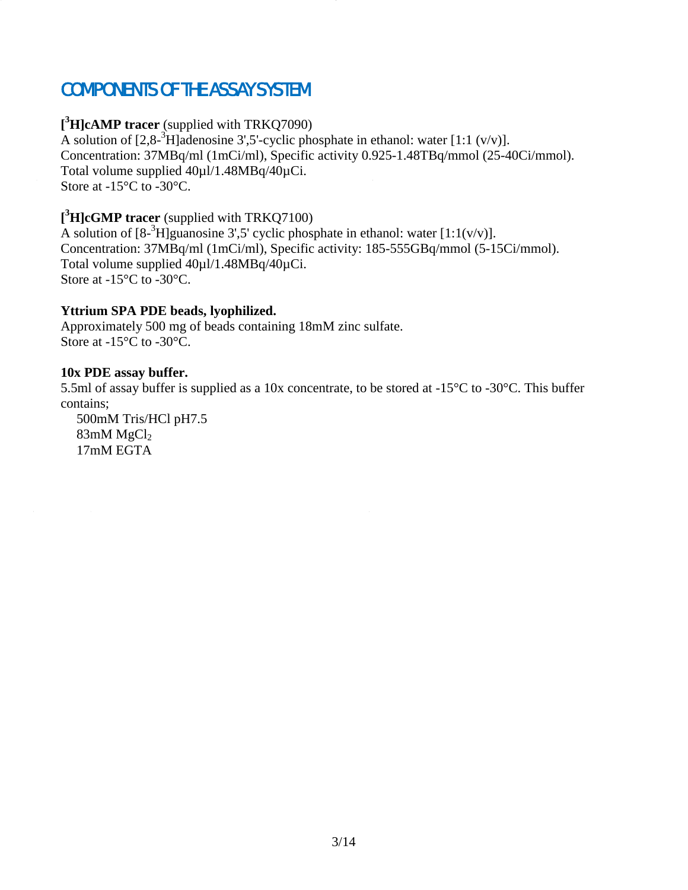# COMPONENTS OF THE ASSAY SYSTEM

**[$^3$H]cAMP tracer** (supplied with TRKQ7090)
A solution of [2,8-$^3$H]adenosine 3',5'-cyclic phosphate in ethanol: water [1:1 (v/v)].
Concentration: 37MBq/ml (1mCi/ml), Specific activity 0.925-1.48TBq/mmol (25-40Ci/mmol).
Total volume supplied 40µl/1.48MBq/40µCi.
Store at -15°C to -30°C.

**[$^3$H]cGMP tracer** (supplied with TRKQ7100)
A solution of [8-$^3$H]guanosine 3',5' cyclic phosphate in ethanol: water [1:1(v/v)].
Concentration: 37MBq/ml (1mCi/ml), Specific activity: 185-555GBq/mmol (5-15Ci/mmol).
Total volume supplied 40µl/1.48MBq/40µCi.
Store at -15°C to -30°C.

**Yttrium SPA PDE beads, lyophilized.**
Approximately 500 mg of beads containing 18mM zinc sulfate.
Store at -15°C to -30°C.

**10x PDE assay buffer.**
5.5ml of assay buffer is supplied as a 10x concentrate, to be stored at -15°C to -30°C. This buffer contains;

500mM Tris/HCl pH7.5
83mM $MgCl_2$
17mM EGTA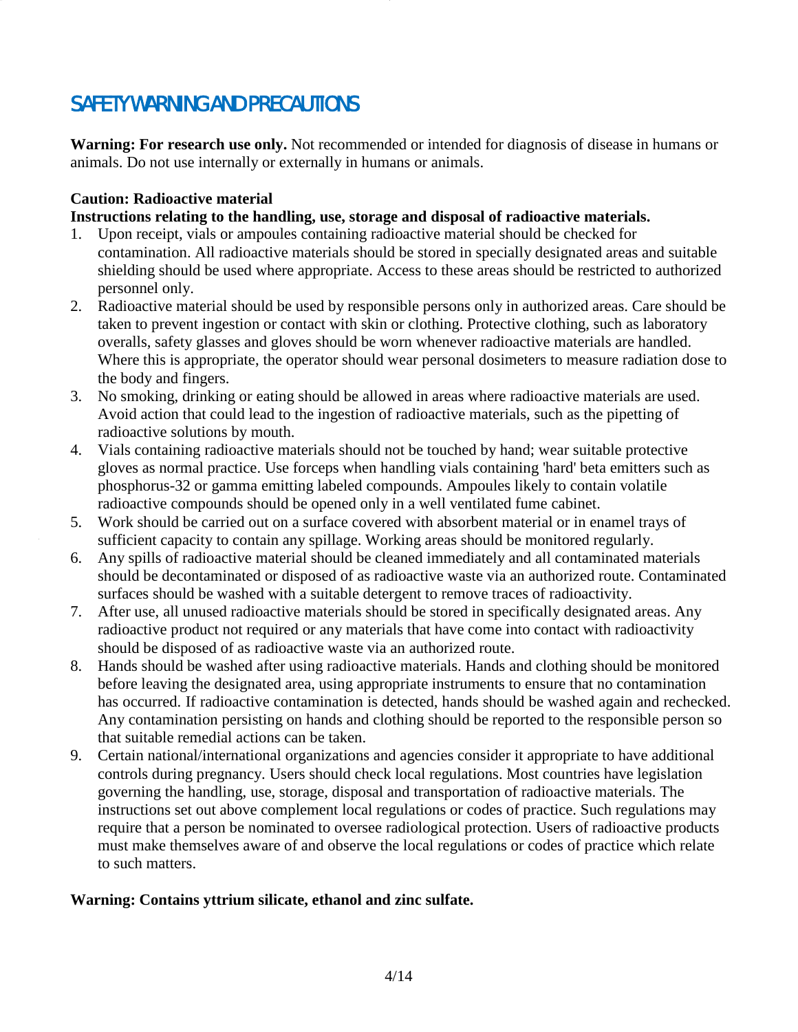# SAFETY WARNING AND PRECAUTIONS

**Warning: For research use only.** Not recommended or intended for diagnosis of disease in humans or animals. Do not use internally or externally in humans or animals.

**Caution: Radioactive material**

**Instructions relating to the handling, use, storage and disposal of radioactive materials.**

1. Upon receipt, vials or ampoules containing radioactive material should be checked for contamination. All radioactive materials should be stored in specially designated areas and suitable shielding should be used where appropriate. Access to these areas should be restricted to authorized personnel only.
2. Radioactive material should be used by responsible persons only in authorized areas. Care should be taken to prevent ingestion or contact with skin or clothing. Protective clothing, such as laboratory overalls, safety glasses and gloves should be worn whenever radioactive materials are handled. Where this is appropriate, the operator should wear personal dosimeters to measure radiation dose to the body and fingers.
3. No smoking, drinking or eating should be allowed in areas where radioactive materials are used. Avoid action that could lead to the ingestion of radioactive materials, such as the pipetting of radioactive solutions by mouth.
4. Vials containing radioactive materials should not be touched by hand; wear suitable protective gloves as normal practice. Use forceps when handling vials containing 'hard' beta emitters such as phosphorus-32 or gamma emitting labeled compounds. Ampoules likely to contain volatile radioactive compounds should be opened only in a well ventilated fume cabinet.
5. Work should be carried out on a surface covered with absorbent material or in enamel trays of sufficient capacity to contain any spillage. Working areas should be monitored regularly.
6. Any spills of radioactive material should be cleaned immediately and all contaminated materials should be decontaminated or disposed of as radioactive waste via an authorized route. Contaminated surfaces should be washed with a suitable detergent to remove traces of radioactivity.
7. After use, all unused radioactive materials should be stored in specifically designated areas. Any radioactive product not required or any materials that have come into contact with radioactivity should be disposed of as radioactive waste via an authorized route.
8. Hands should be washed after using radioactive materials. Hands and clothing should be monitored before leaving the designated area, using appropriate instruments to ensure that no contamination has occurred. If radioactive contamination is detected, hands should be washed again and rechecked. Any contamination persisting on hands and clothing should be reported to the responsible person so that suitable remedial actions can be taken.
9. Certain national/international organizations and agencies consider it appropriate to have additional controls during pregnancy. Users should check local regulations. Most countries have legislation governing the handling, use, storage, disposal and transportation of radioactive materials. The instructions set out above complement local regulations or codes of practice. Such regulations may require that a person be nominated to oversee radiological protection. Users of radioactive products must make themselves aware of and observe the local regulations or codes of practice which relate to such matters.

**Warning: Contains yttrium silicate, ethanol and zinc sulfate.**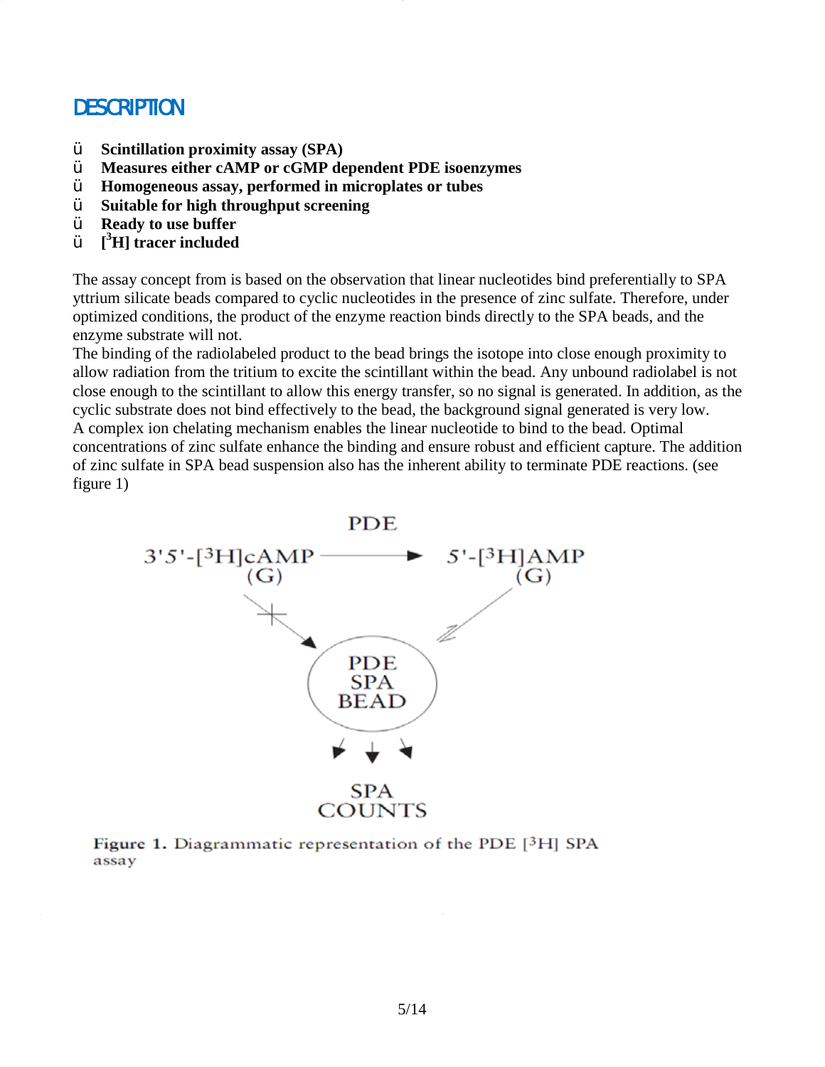## DESCRIPTION

- **Scintillation proximity assay (SPA)**
- **Measures either cAMP or cGMP dependent PDE isoenzymes**
- **Homogeneous assay, performed in microplates or tubes**
- **Suitable for high throughput screening**
- **Ready to use buffer**
- **[$^3$H] tracer included**

The assay concept from is based on the observation that linear nucleotides bind preferentially to SPA yttrium silicate beads compared to cyclic nucleotides in the presence of zinc sulfate. Therefore, under optimized conditions, the product of the enzyme reaction binds directly to the SPA beads, and the enzyme substrate will not.

The binding of the radiolabeled product to the bead brings the isotope into close enough proximity to allow radiation from the tritium to excite the scintillant within the bead. Any unbound radiolabel is not close enough to the scintillant to allow this energy transfer, so no signal is generated. In addition, as the cyclic substrate does not bind effectively to the bead, the background signal generated is very low.

A complex ion chelating mechanism enables the linear nucleotide to bind to the bead. Optimal concentrations of zinc sulfate enhance the binding and ensure robust and efficient capture. The addition of zinc sulfate in SPA bead suspension also has the inherent ability to terminate PDE reactions. (see figure 1)

PDE

3'5'-[$^3$H]cAMP (G) → 5'-[$^3$H]AMP (G)

PDE SPA BEAD

SPA COUNTS

**Figure 1.** Diagrammatic representation of the PDE [$^3$H] SPA assay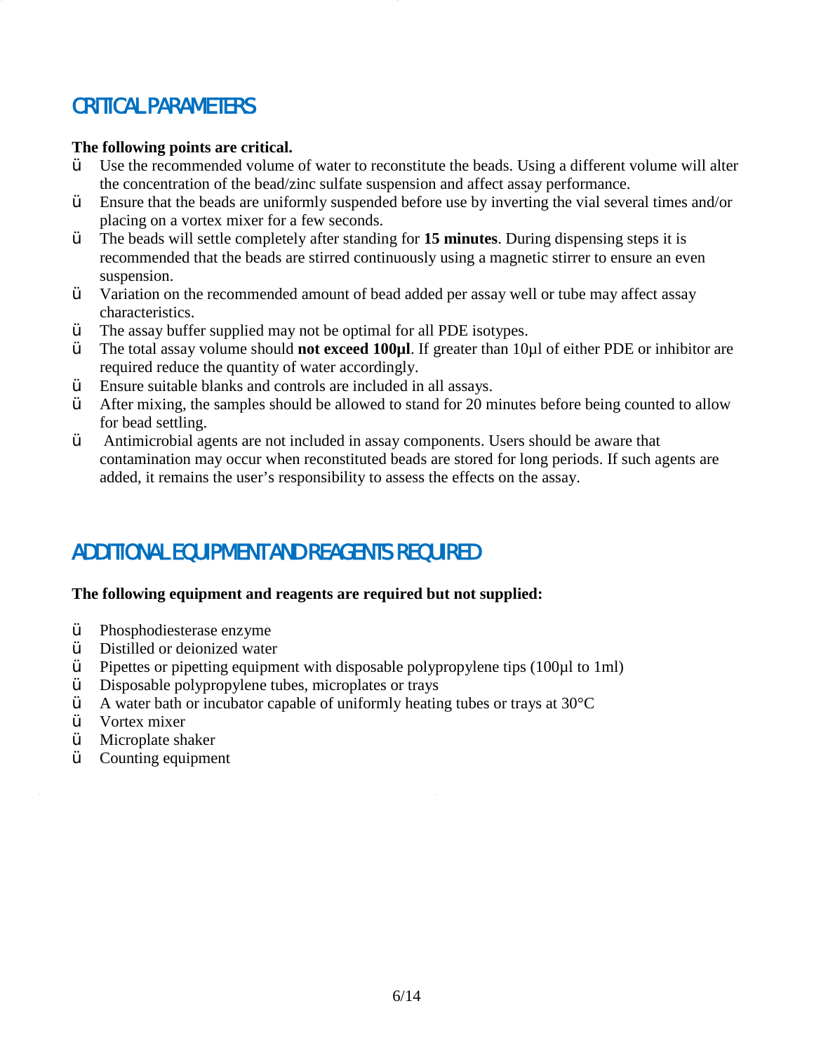## CRITICAL PARAMETERS

**The following points are critical.**

- Use the recommended volume of water to reconstitute the beads. Using a different volume will alter the concentration of the bead/zinc sulfate suspension and affect assay performance.
- Ensure that the beads are uniformly suspended before use by inverting the vial several times and/or placing on a vortex mixer for a few seconds.
- The beads will settle completely after standing for **15 minutes**. During dispensing steps it is recommended that the beads are stirred continuously using a magnetic stirrer to ensure an even suspension.
- Variation on the recommended amount of bead added per assay well or tube may affect assay characteristics.
- The assay buffer supplied may not be optimal for all PDE isotypes.
- The total assay volume should **not exceed 100µl**. If greater than 10µl of either PDE or inhibitor are required reduce the quantity of water accordingly.
- Ensure suitable blanks and controls are included in all assays.
- After mixing, the samples should be allowed to stand for 20 minutes before being counted to allow for bead settling.
- Antimicrobial agents are not included in assay components. Users should be aware that contamination may occur when reconstituted beads are stored for long periods. If such agents are added, it remains the user's responsibility to assess the effects on the assay.

## ADDITIONAL EQUIPMENT AND REAGENTS REQUIRED

**The following equipment and reagents are required but not supplied:**

- Phosphodiesterase enzyme
- Distilled or deionized water
- Pipettes or pipetting equipment with disposable polypropylene tips (100µl to 1ml)
- Disposable polypropylene tubes, microplates or trays
- A water bath or incubator capable of uniformly heating tubes or trays at 30°C
- Vortex mixer
- Microplate shaker
- Counting equipment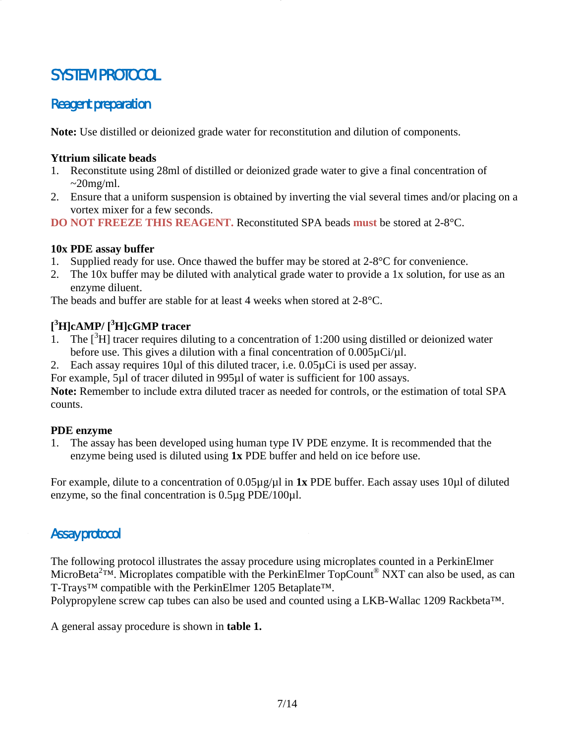# SYSTEM PROTOCOL

## Reagent preparation

**Note:** Use distilled or deionized grade water for reconstitution and dilution of components.

**Yttrium silicate beads**

1. Reconstitute using 28ml of distilled or deionized grade water to give a final concentration of ~20mg/ml.
2. Ensure that a uniform suspension is obtained by inverting the vial several times and/or placing on a vortex mixer for a few seconds.

**DO NOT FREEZE THIS REAGENT.** Reconstituted SPA beads **must** be stored at 2-8°C.

**10x PDE assay buffer**

1. Supplied ready for use. Once thawed the buffer may be stored at 2-8°C for convenience.
2. The 10x buffer may be diluted with analytical grade water to provide a 1x solution, for use as an enzyme diluent.

The beads and buffer are stable for at least 4 weeks when stored at 2-8°C.

**[$^3$H]cAMP/ [$^3$H]cGMP tracer**

1. The [$^3$H] tracer requires diluting to a concentration of 1:200 using distilled or deionized water before use. This gives a dilution with a final concentration of 0.005µCi/µl.
2. Each assay requires 10µl of this diluted tracer, i.e. 0.05µCi is used per assay.

For example, 5µl of tracer diluted in 995µl of water is sufficient for 100 assays.
**Note:** Remember to include extra diluted tracer as needed for controls, or the estimation of total SPA counts.

**PDE enzyme**

1. The assay has been developed using human type IV PDE enzyme. It is recommended that the enzyme being used is diluted using **1x** PDE buffer and held on ice before use.

For example, dilute to a concentration of 0.05µg/µl in **1x** PDE buffer. Each assay uses 10µl of diluted enzyme, so the final concentration is 0.5µg PDE/100µl.

## Assay protocol

The following protocol illustrates the assay procedure using microplates counted in a PerkinElmer MicroBeta$^{2}$™. Microplates compatible with the PerkinElmer TopCount® NXT can also be used, as can T-Trays™ compatible with the PerkinElmer 1205 Betaplate™.
Polypropylene screw cap tubes can also be used and counted using a LKB-Wallac 1209 Rackbeta™.

A general assay procedure is shown in **table 1.**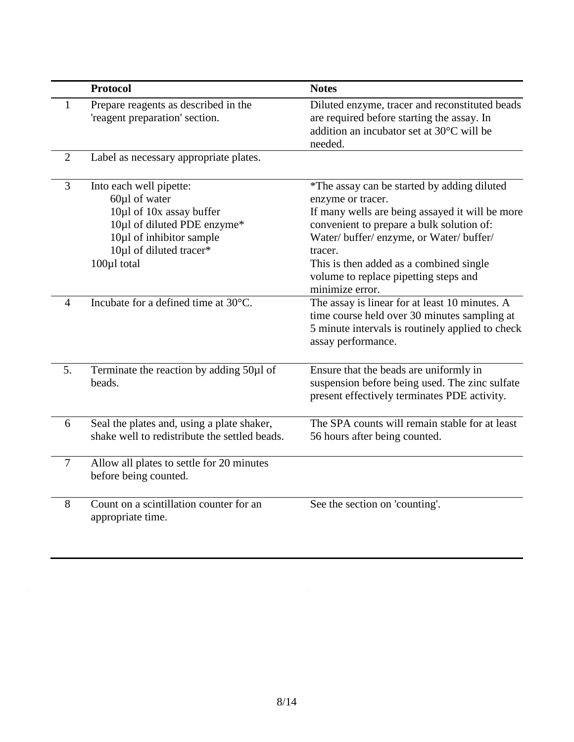|  | Protocol | Notes |
| --- | --- | --- |
| 1 | Prepare reagents as described in the 'reagent preparation' section. | Diluted enzyme, tracer and reconstituted beads are required before starting the assay. In addition an incubator set at 30°C will be needed. |
| 2 | Label as necessary appropriate plates. |  |
| 3 | Into each well pipette:<br>60µl of water<br>10µl of 10x assay buffer<br>10µl of diluted PDE enzyme*<br>10µl of inhibitor sample<br>10µl of diluted tracer*<br>100µl total | *The assay can be started by adding diluted enzyme or tracer.<br>If many wells are being assayed it will be more convenient to prepare a bulk solution of: Water/ buffer/ enzyme, or Water/ buffer/ tracer.<br>This is then added as a combined single volume to replace pipetting steps and minimize error. |
| 4 | Incubate for a defined time at 30°C. | The assay is linear for at least 10 minutes. A time course held over 30 minutes sampling at 5 minute intervals is routinely applied to check assay performance. |
| 5. | Terminate the reaction by adding 50µl of beads. | Ensure that the beads are uniformly in suspension before being used. The zinc sulfate present effectively terminates PDE activity. |
| 6 | Seal the plates and, using a plate shaker, shake well to redistribute the settled beads. | The SPA counts will remain stable for at least 56 hours after being counted. |
| 7 | Allow all plates to settle for 20 minutes before being counted. |  |
| 8 | Count on a scintillation counter for an appropriate time. | See the section on 'counting'. |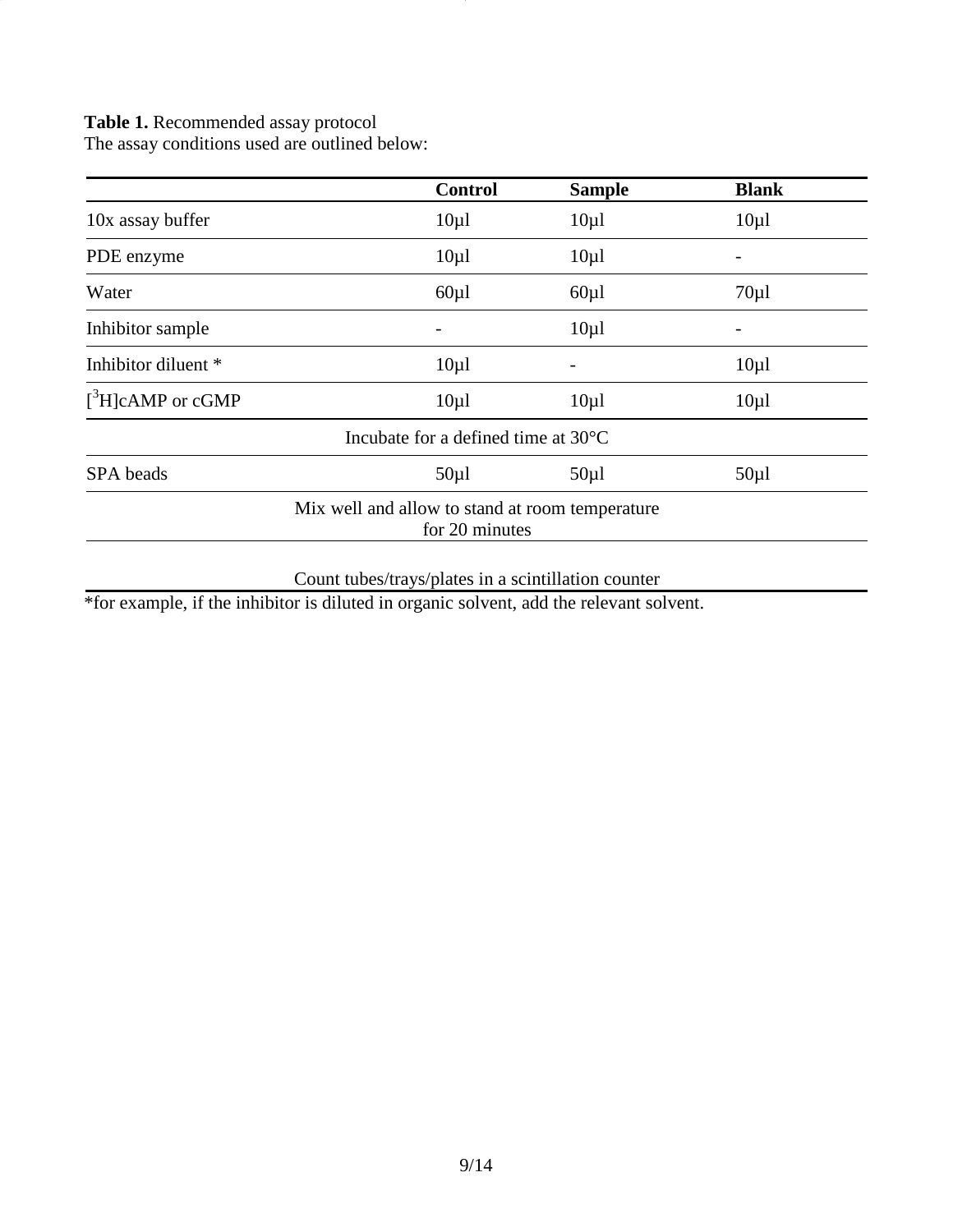**Table 1.** Recommended assay protocol
The assay conditions used are outlined below:

| | Control | Sample | Blank |
|---|---|---|---|
| 10x assay buffer | 10µl | 10µl | 10µl |
| PDE enzyme | 10µl | 10µl | - |
| Water | 60µl | 60µl | 70µl |
| Inhibitor sample | - | 10µl | - |
| Inhibitor diluent * | 10µl | - | 10µl |
| [$^{3}$H]cAMP or cGMP | 10µl | 10µl | 10µl |
| Incubate for a defined time at 30°C | | | |
| SPA beads | 50µl | 50µl | 50µl |
| Mix well and allow to stand at room temperature for 20 minutes | | | |
| Count tubes/trays/plates in a scintillation counter | | | |

*for example, if the inhibitor is diluted in organic solvent, add the relevant solvent.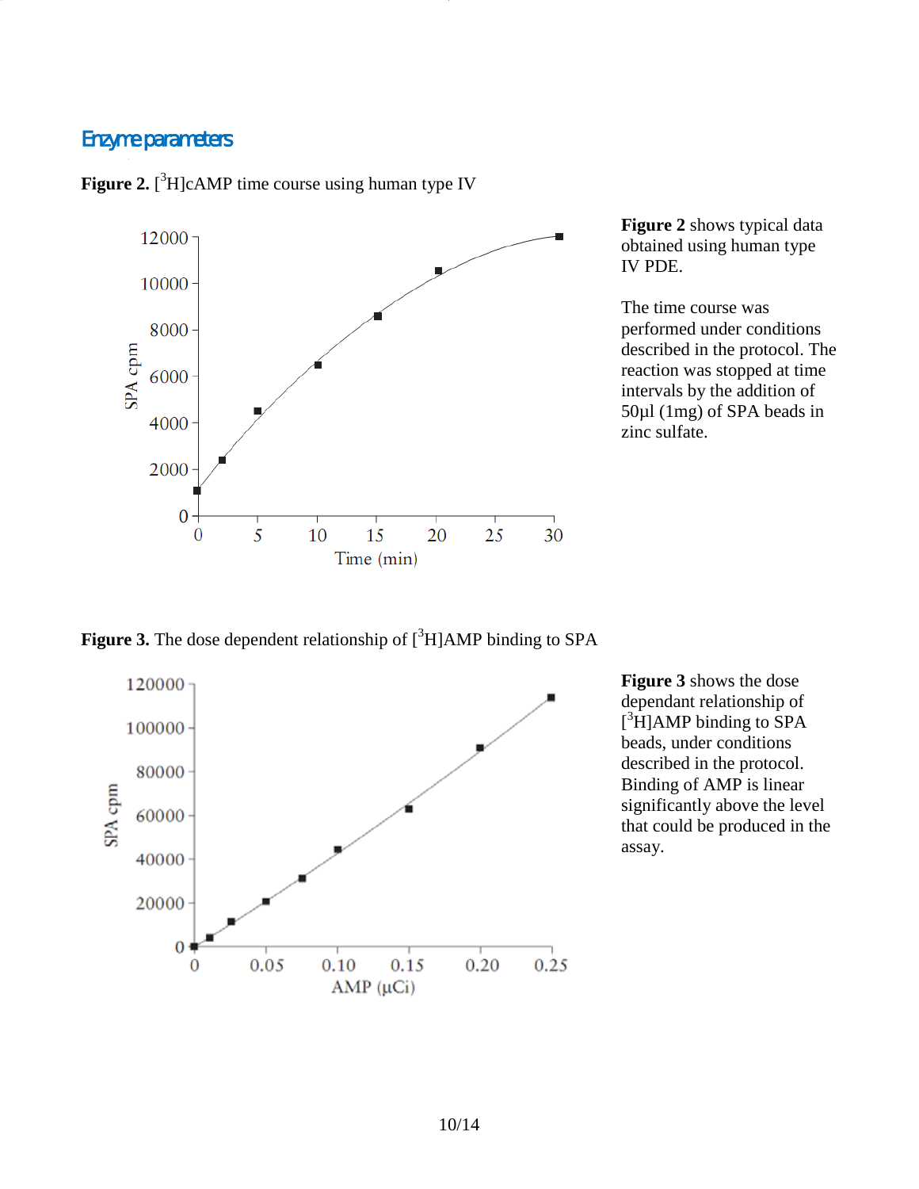## Enzyme parameters

**Figure 2.** [$^3$H]cAMP time course using human type IV

**Figure 2** shows typical data obtained using human type IV PDE.

The time course was performed under conditions described in the protocol. The reaction was stopped at time intervals by the addition of 50µl (1mg) of SPA beads in zinc sulfate.

**Figure 3.** The dose dependent relationship of [$^3$H]AMP binding to SPA

**Figure 3** shows the dose dependant relationship of [$^3$H]AMP binding to SPA beads, under conditions described in the protocol. Binding of AMP is linear significantly above the level that could be produced in the assay.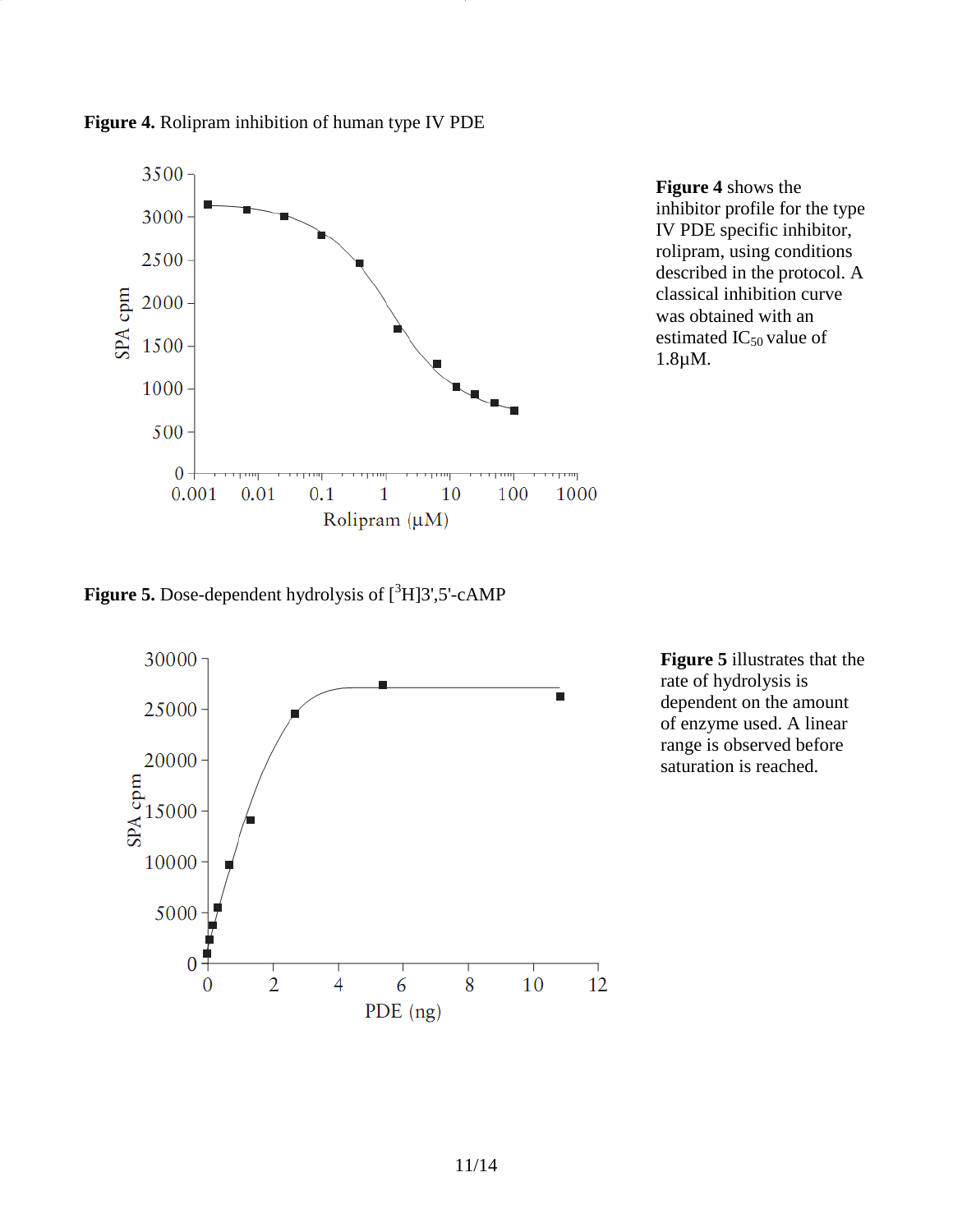**Figure 4.** Rolipram inhibition of human type IV PDE

**Figure 4** shows the inhibitor profile for the type IV PDE specific inhibitor, rolipram, using conditions described in the protocol. A classical inhibition curve was obtained with an estimated $IC_{50}$ value of 1.8µM.

**Figure 5.** Dose-dependent hydrolysis of [$^3$H]3',5'-cAMP

**Figure 5** illustrates that the rate of hydrolysis is dependent on the amount of enzyme used. A linear range is observed before saturation is reached.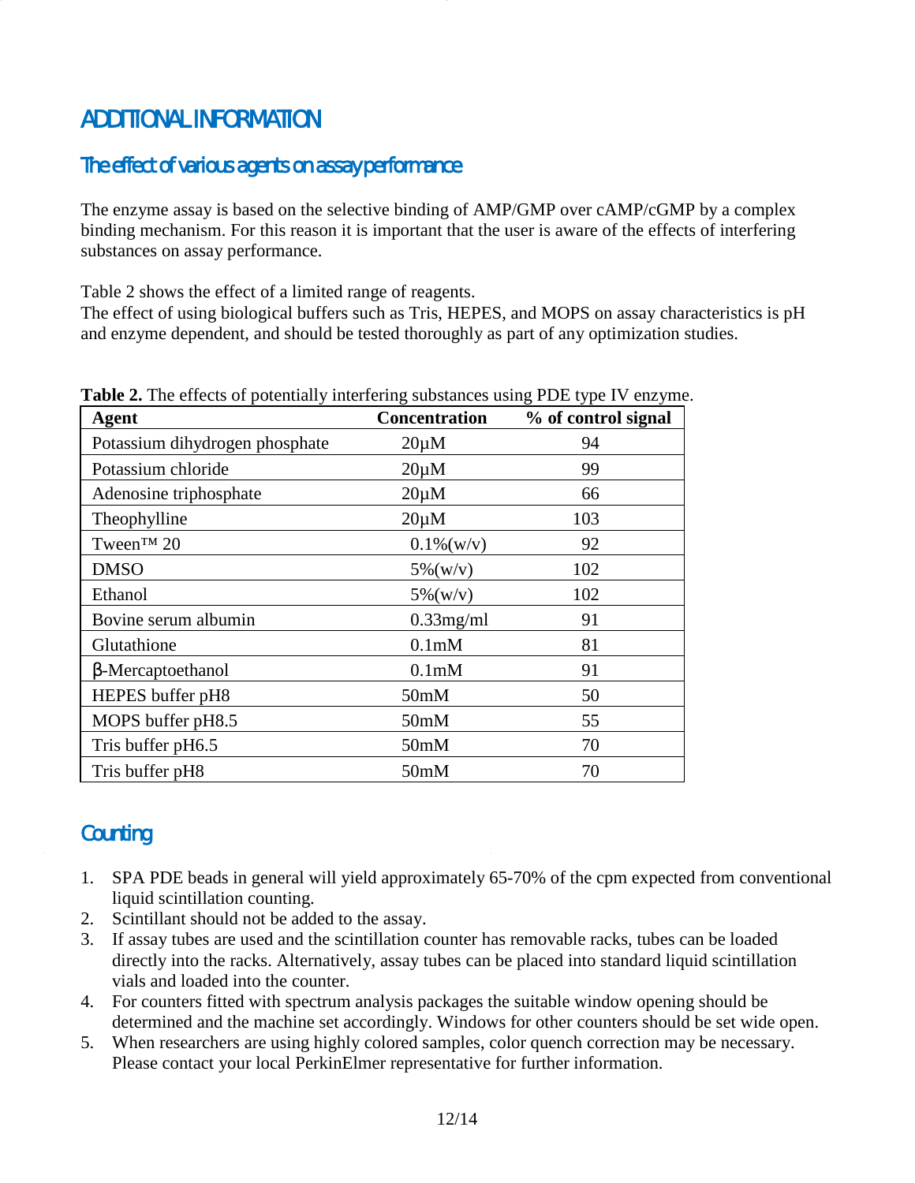# ADDITIONAL INFORMATION

## The effect of various agents on assay performance

The enzyme assay is based on the selective binding of AMP/GMP over cAMP/cGMP by a complex binding mechanism. For this reason it is important that the user is aware of the effects of interfering substances on assay performance.

Table 2 shows the effect of a limited range of reagents.
The effect of using biological buffers such as Tris, HEPES, and MOPS on assay characteristics is pH and enzyme dependent, and should be tested thoroughly as part of any optimization studies.

**Table 2.** The effects of potentially interfering substances using PDE type IV enzyme.

| Agent | Concentration | % of control signal |
|---|---|---|
| Potassium dihydrogen phosphate | 20µM | 94 |
| Potassium chloride | 20µM | 99 |
| Adenosine triphosphate | 20µM | 66 |
| Theophylline | 20µM | 103 |
| Tween™ 20 | 0.1%(w/v) | 92 |
| DMSO | 5%(w/v) | 102 |
| Ethanol | 5%(w/v) | 102 |
| Bovine serum albumin | 0.33mg/ml | 91 |
| Glutathione | 0.1mM | 81 |
| β-Mercaptoethanol | 0.1mM | 91 |
| HEPES buffer pH8 | 50mM | 50 |
| MOPS buffer pH8.5 | 50mM | 55 |
| Tris buffer pH6.5 | 50mM | 70 |
| Tris buffer pH8 | 50mM | 70 |

## Counting

1. SPA PDE beads in general will yield approximately 65-70% of the cpm expected from conventional liquid scintillation counting.
2. Scintillant should not be added to the assay.
3. If assay tubes are used and the scintillation counter has removable racks, tubes can be loaded directly into the racks. Alternatively, assay tubes can be placed into standard liquid scintillation vials and loaded into the counter.
4. For counters fitted with spectrum analysis packages the suitable window opening should be determined and the machine set accordingly. Windows for other counters should be set wide open.
5. When researchers are using highly colored samples, color quench correction may be necessary. Please contact your local PerkinElmer representative for further information.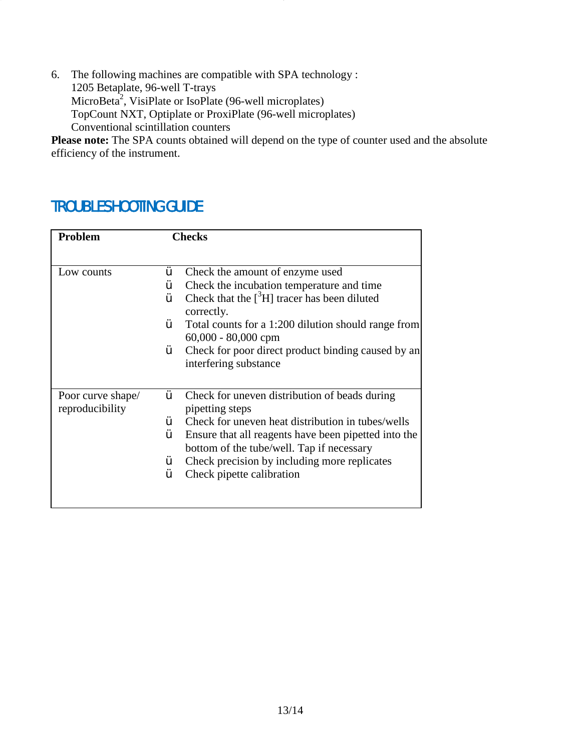6. The following machines are compatible with SPA technology :
   1205 Betaplate, 96-well T-trays
   MicroBeta[2], VisiPlate or IsoPlate (96-well microplates)
   TopCount NXT, Optiplate or ProxiPlate (96-well microplates)
   Conventional scintillation counters

**Please note:** The SPA counts obtained will depend on the type of counter used and the absolute efficiency of the instrument.

## TROUBLESHOOTING GUIDE

| Problem | Checks |
|---|---|
| Low counts | ü Check the amount of enzyme used<br>ü Check the incubation temperature and time<br>ü Check that the $[^3H]$ tracer has been diluted correctly.<br>ü Total counts for a 1:200 dilution should range from 60,000 - 80,000 cpm<br>ü Check for poor direct product binding caused by an interfering substance |
| Poor curve shape/ reproducibility | ü Check for uneven distribution of beads during pipetting steps<br>ü Check for uneven heat distribution in tubes/wells<br>ü Ensure that all reagents have been pipetted into the bottom of the tube/well. Tap if necessary<br>ü Check precision by including more replicates<br>ü Check pipette calibration |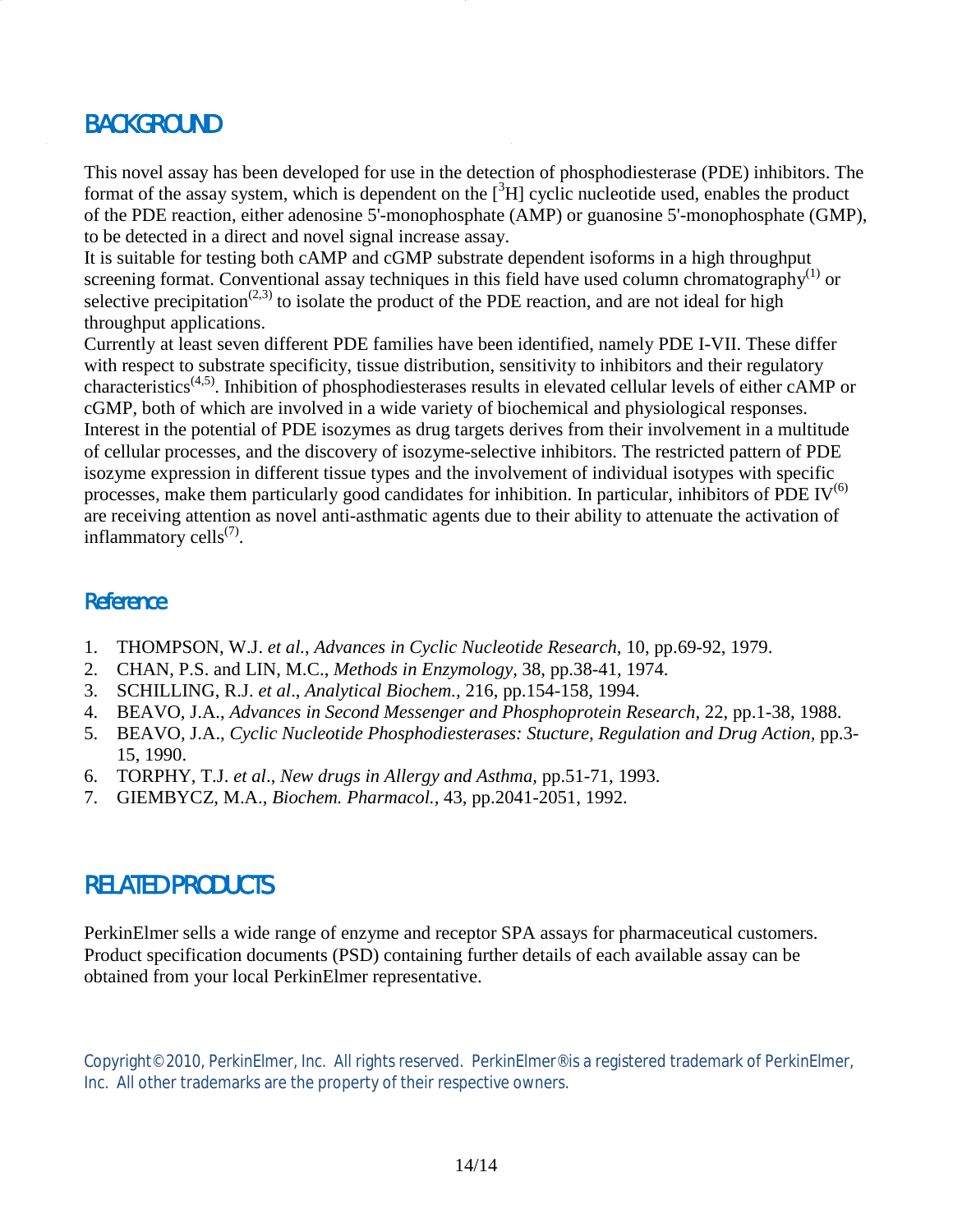## BACKGROUND

This novel assay has been developed for use in the detection of phosphodiesterase (PDE) inhibitors. The format of the assay system, which is dependent on the [$^3$H] cyclic nucleotide used, enables the product of the PDE reaction, either adenosine 5'-monophosphate (AMP) or guanosine 5'-monophosphate (GMP), to be detected in a direct and novel signal increase assay.

It is suitable for testing both cAMP and cGMP substrate dependent isoforms in a high throughput screening format. Conventional assay techniques in this field have used column chromatography(1) or selective precipitation(2,3) to isolate the product of the PDE reaction, and are not ideal for high throughput applications.

Currently at least seven different PDE families have been identified, namely PDE I-VII. These differ with respect to substrate specificity, tissue distribution, sensitivity to inhibitors and their regulatory characteristics(4,5). Inhibition of phosphodiesterases results in elevated cellular levels of either cAMP or cGMP, both of which are involved in a wide variety of biochemical and physiological responses. Interest in the potential of PDE isozymes as drug targets derives from their involvement in a multitude of cellular processes, and the discovery of isozyme-selective inhibitors. The restricted pattern of PDE isozyme expression in different tissue types and the involvement of individual isotypes with specific processes, make them particularly good candidates for inhibition. In particular, inhibitors of PDE IV(6) are receiving attention as novel anti-asthmatic agents due to their ability to attenuate the activation of inflammatory cells(7).

## Reference

1. THOMPSON, W.J. *et al.*, *Advances in Cyclic Nucleotide Research*, 10, pp.69-92, 1979.
2. CHAN, P.S. and LIN, M.C., *Methods in Enzymology*, 38, pp.38-41, 1974.
3. SCHILLING, R.J. *et al*., *Analytical Biochem.*, 216, pp.154-158, 1994.
4. BEAVO, J.A., *Advances in Second Messenger and Phosphoprotein Research*, 22, pp.1-38, 1988.
5. BEAVO, J.A., *Cyclic Nucleotide Phosphodiesterases: Stucture, Regulation and Drug Action*, pp.3-15, 1990.
6. TORPHY, T.J. *et al*., *New drugs in Allergy and Asthma*, pp.51-71, 1993.
7. GIEMBYCZ, M.A., *Biochem. Pharmacol.*, 43, pp.2041-2051, 1992.

## RELATED PRODUCTS

PerkinElmer sells a wide range of enzyme and receptor SPA assays for pharmaceutical customers. Product specification documents (PSD) containing further details of each available assay can be obtained from your local PerkinElmer representative.

Copyright © 2010, PerkinElmer, Inc. All rights reserved. PerkinElmer® is a registered trademark of PerkinElmer, Inc. All other trademarks are the property of their respective owners.